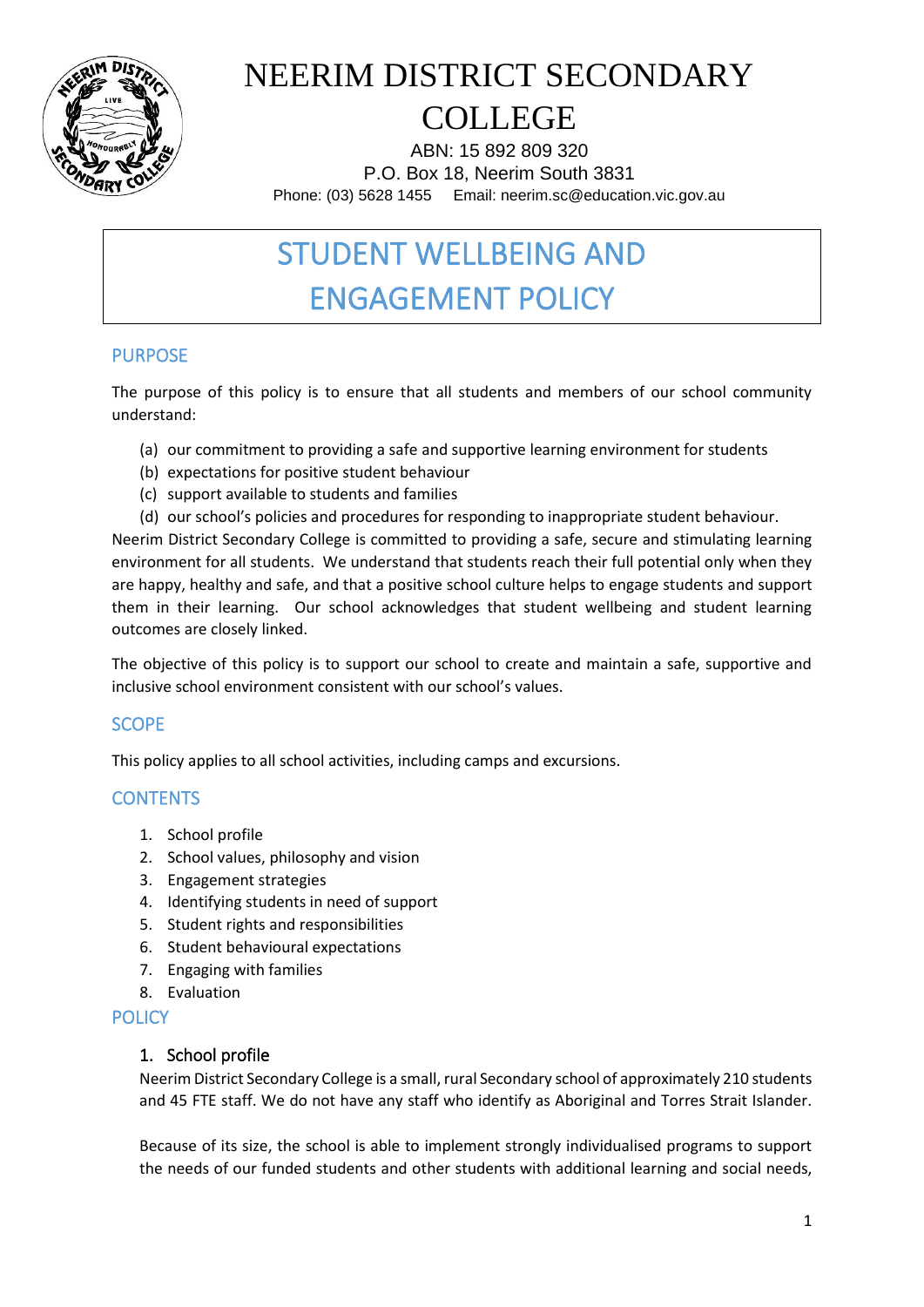# NEERIM DISTRICT SECONDARY COLLEGE

ABN: 15 892 809 320
P.O. Box 18, Neerim South 3831
Phone: (03) 5628 1455 Email: neerim.sc@education.vic.gov.au

# STUDENT WELLBEING AND ENGAGEMENT POLICY

## PURPOSE

The purpose of this policy is to ensure that all students and members of our school community understand:

(a) our commitment to providing a safe and supportive learning environment for students
(b) expectations for positive student behaviour
(c) support available to students and families
(d) our school's policies and procedures for responding to inappropriate student behaviour.

Neerim District Secondary College is committed to providing a safe, secure and stimulating learning environment for all students. We understand that students reach their full potential only when they are happy, healthy and safe, and that a positive school culture helps to engage students and support them in their learning. Our school acknowledges that student wellbeing and student learning outcomes are closely linked.

The objective of this policy is to support our school to create and maintain a safe, supportive and inclusive school environment consistent with our school's values.

## SCOPE

This policy applies to all school activities, including camps and excursions.

## CONTENTS

1. School profile
2. School values, philosophy and vision
3. Engagement strategies
4. Identifying students in need of support
5. Student rights and responsibilities
6. Student behavioural expectations
7. Engaging with families
8. Evaluation

## POLICY

### 1. School profile

Neerim District Secondary College is a small, rural Secondary school of approximately 210 students and 45 FTE staff. We do not have any staff who identify as Aboriginal and Torres Strait Islander.

Because of its size, the school is able to implement strongly individualised programs to support the needs of our funded students and other students with additional learning and social needs,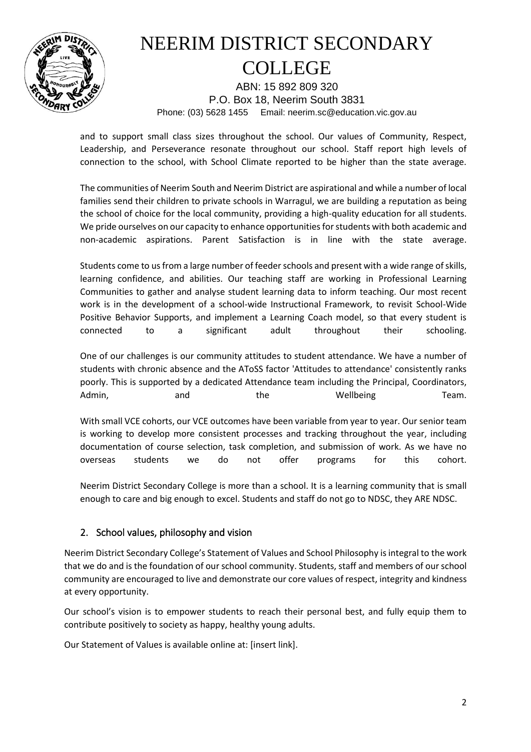and to support small class sizes throughout the school. Our values of Community, Respect, Leadership, and Perseverance resonate throughout our school. Staff report high levels of connection to the school, with School Climate reported to be higher than the state average.

The communities of Neerim South and Neerim District are aspirational and while a number of local families send their children to private schools in Warragul, we are building a reputation as being the school of choice for the local community, providing a high-quality education for all students. We pride ourselves on our capacity to enhance opportunities for students with both academic and non-academic aspirations. Parent Satisfaction is in line with the state average.

Students come to us from a large number of feeder schools and present with a wide range of skills, learning confidence, and abilities. Our teaching staff are working in Professional Learning Communities to gather and analyse student learning data to inform teaching. Our most recent work is in the development of a school-wide Instructional Framework, to revisit School-Wide Positive Behavior Supports, and implement a Learning Coach model, so that every student is connected to a significant adult throughout their schooling.

One of our challenges is our community attitudes to student attendance. We have a number of students with chronic absence and the AToSS factor 'Attitudes to attendance' consistently ranks poorly. This is supported by a dedicated Attendance team including the Principal, Coordinators, Admin, and the Wellbeing Team.

With small VCE cohorts, our VCE outcomes have been variable from year to year. Our senior team is working to develop more consistent processes and tracking throughout the year, including documentation of course selection, task completion, and submission of work. As we have no overseas students we do not offer programs for this cohort.

Neerim District Secondary College is more than a school. It is a learning community that is small enough to care and big enough to excel. Students and staff do not go to NDSC, they ARE NDSC.

## 2. School values, philosophy and vision

Neerim District Secondary College's Statement of Values and School Philosophy is integral to the work that we do and is the foundation of our school community. Students, staff and members of our school community are encouraged to live and demonstrate our core values of respect, integrity and kindness at every opportunity.

Our school's vision is to empower students to reach their personal best, and fully equip them to contribute positively to society as happy, healthy young adults.

Our Statement of Values is available online at: [insert link].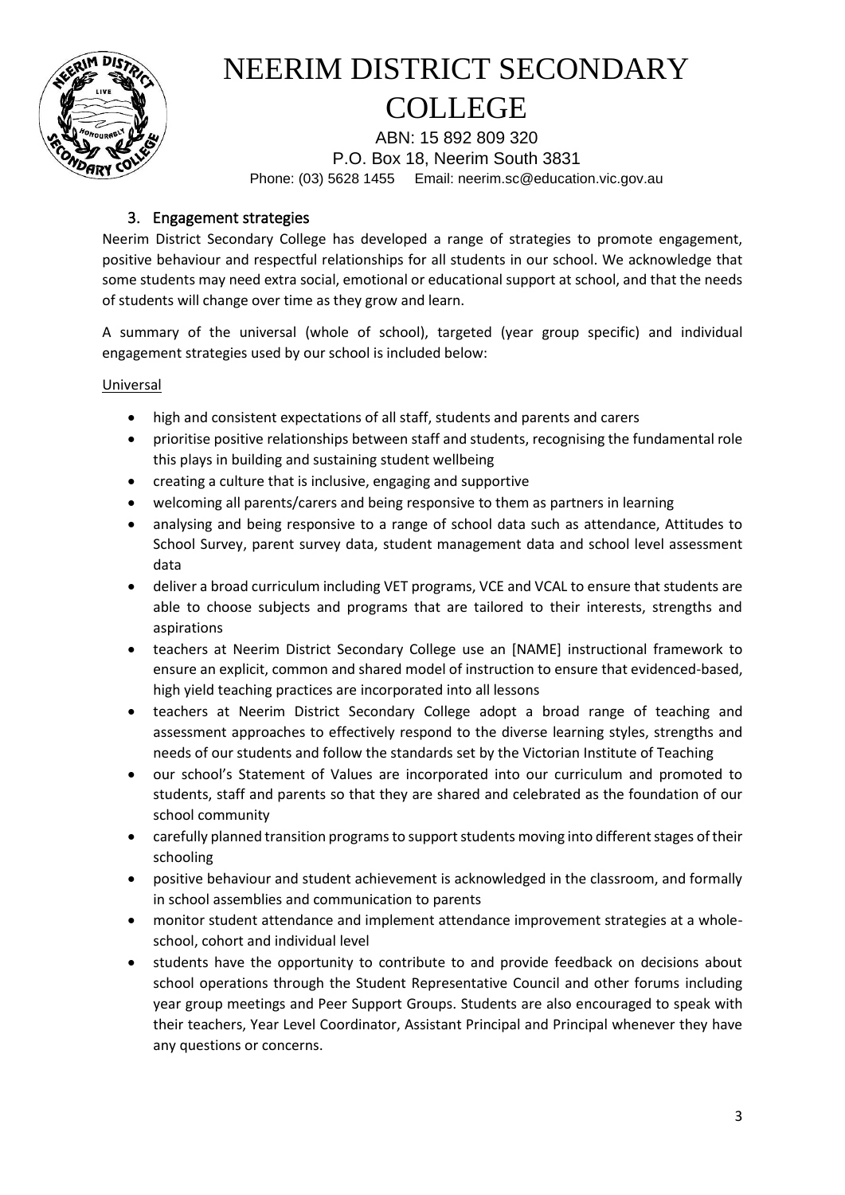## 3. Engagement strategies

Neerim District Secondary College has developed a range of strategies to promote engagement, positive behaviour and respectful relationships for all students in our school. We acknowledge that some students may need extra social, emotional or educational support at school, and that the needs of students will change over time as they grow and learn.

A summary of the universal (whole of school), targeted (year group specific) and individual engagement strategies used by our school is included below:

Universal

- high and consistent expectations of all staff, students and parents and carers
- prioritise positive relationships between staff and students, recognising the fundamental role this plays in building and sustaining student wellbeing
- creating a culture that is inclusive, engaging and supportive
- welcoming all parents/carers and being responsive to them as partners in learning
- analysing and being responsive to a range of school data such as attendance, Attitudes to School Survey, parent survey data, student management data and school level assessment data
- deliver a broad curriculum including VET programs, VCE and VCAL to ensure that students are able to choose subjects and programs that are tailored to their interests, strengths and aspirations
- teachers at Neerim District Secondary College use an [NAME] instructional framework to ensure an explicit, common and shared model of instruction to ensure that evidenced-based, high yield teaching practices are incorporated into all lessons
- teachers at Neerim District Secondary College adopt a broad range of teaching and assessment approaches to effectively respond to the diverse learning styles, strengths and needs of our students and follow the standards set by the Victorian Institute of Teaching
- our school's Statement of Values are incorporated into our curriculum and promoted to students, staff and parents so that they are shared and celebrated as the foundation of our school community
- carefully planned transition programs to support students moving into different stages of their schooling
- positive behaviour and student achievement is acknowledged in the classroom, and formally in school assemblies and communication to parents
- monitor student attendance and implement attendance improvement strategies at a whole-school, cohort and individual level
- students have the opportunity to contribute to and provide feedback on decisions about school operations through the Student Representative Council and other forums including year group meetings and Peer Support Groups. Students are also encouraged to speak with their teachers, Year Level Coordinator, Assistant Principal and Principal whenever they have any questions or concerns.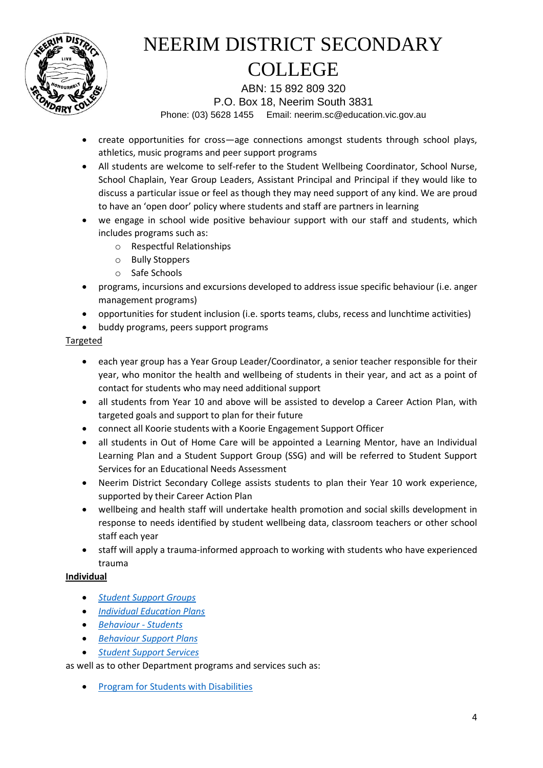- create opportunities for cross—age connections amongst students through school plays, athletics, music programs and peer support programs
- All students are welcome to self-refer to the Student Wellbeing Coordinator, School Nurse, School Chaplain, Year Group Leaders, Assistant Principal and Principal if they would like to discuss a particular issue or feel as though they may need support of any kind. We are proud to have an 'open door' policy where students and staff are partners in learning
- we engage in school wide positive behaviour support with our staff and students, which includes programs such as:
  - Respectful Relationships
  - Bully Stoppers
  - Safe Schools
- programs, incursions and excursions developed to address issue specific behaviour (i.e. anger management programs)
- opportunities for student inclusion (i.e. sports teams, clubs, recess and lunchtime activities)
- buddy programs, peers support programs

<u>Targeted</u>

- each year group has a Year Group Leader/Coordinator, a senior teacher responsible for their year, who monitor the health and wellbeing of students in their year, and act as a point of contact for students who may need additional support
- all students from Year 10 and above will be assisted to develop a Career Action Plan, with targeted goals and support to plan for their future
- connect all Koorie students with a Koorie Engagement Support Officer
- all students in Out of Home Care will be appointed a Learning Mentor, have an Individual Learning Plan and a Student Support Group (SSG) and will be referred to Student Support Services for an Educational Needs Assessment
- Neerim District Secondary College assists students to plan their Year 10 work experience, supported by their Career Action Plan
- wellbeing and health staff will undertake health promotion and social skills development in response to needs identified by student wellbeing data, classroom teachers or other school staff each year
- staff will apply a trauma-informed approach to working with students who have experienced trauma

**<u>Individual</u>**

- *Student Support Groups*
- *Individual Education Plans*
- *Behaviour - Students*
- *Behaviour Support Plans*
- *Student Support Services*

as well as to other Department programs and services such as:

- Program for Students with Disabilities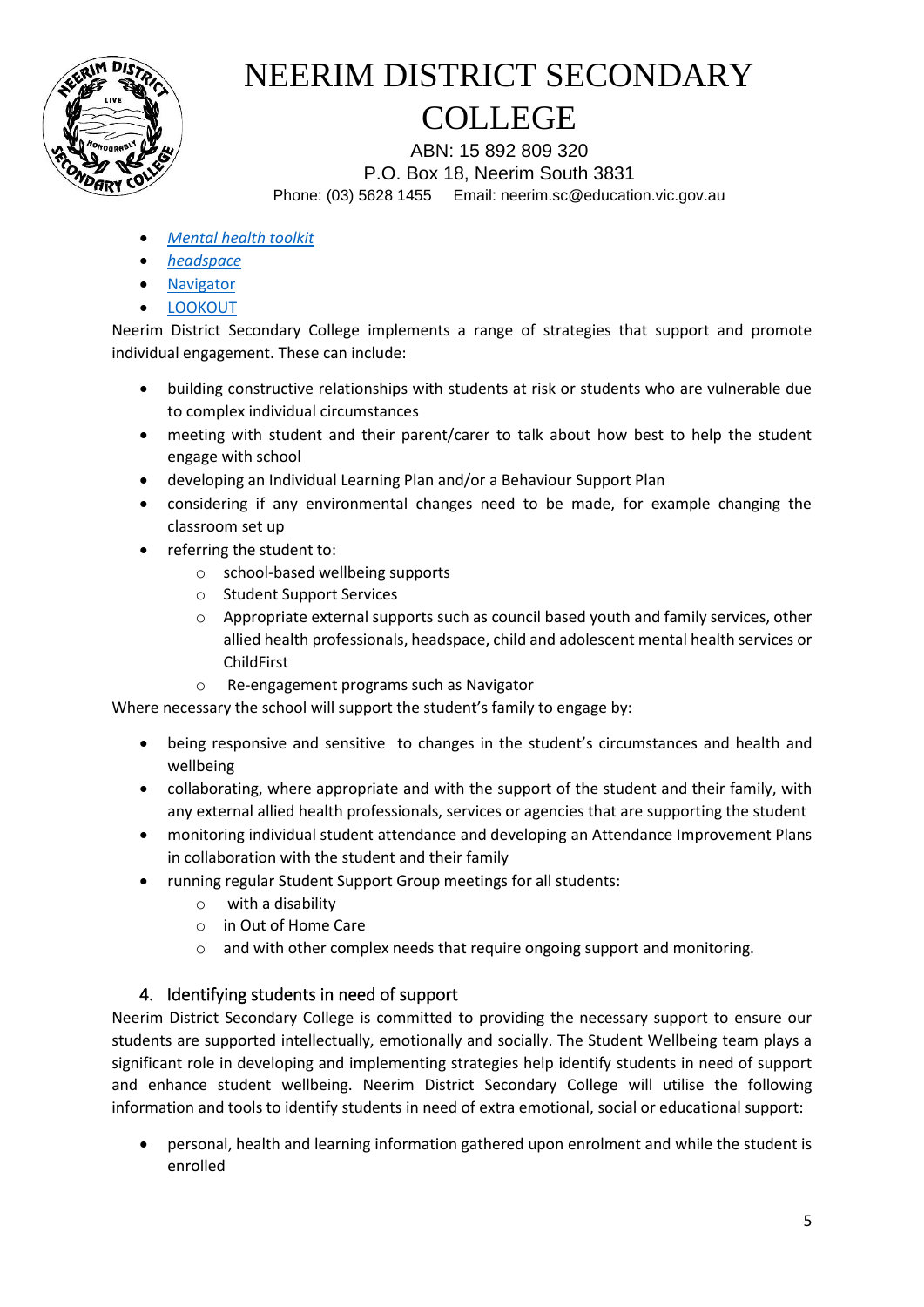- *Mental health toolkit*
- *headspace*
- Navigator
- LOOKOUT

Neerim District Secondary College implements a range of strategies that support and promote individual engagement. These can include:

- building constructive relationships with students at risk or students who are vulnerable due to complex individual circumstances
- meeting with student and their parent/carer to talk about how best to help the student engage with school
- developing an Individual Learning Plan and/or a Behaviour Support Plan
- considering if any environmental changes need to be made, for example changing the classroom set up
- referring the student to:
  - school-based wellbeing supports
  - Student Support Services
  - Appropriate external supports such as council based youth and family services, other allied health professionals, headspace, child and adolescent mental health services or ChildFirst
  - Re-engagement programs such as Navigator

Where necessary the school will support the student's family to engage by:

- being responsive and sensitive to changes in the student's circumstances and health and wellbeing
- collaborating, where appropriate and with the support of the student and their family, with any external allied health professionals, services or agencies that are supporting the student
- monitoring individual student attendance and developing an Attendance Improvement Plans in collaboration with the student and their family
- running regular Student Support Group meetings for all students:
  - with a disability
  - in Out of Home Care
  - and with other complex needs that require ongoing support and monitoring.

## 4. Identifying students in need of support

Neerim District Secondary College is committed to providing the necessary support to ensure our students are supported intellectually, emotionally and socially. The Student Wellbeing team plays a significant role in developing and implementing strategies help identify students in need of support and enhance student wellbeing. Neerim District Secondary College will utilise the following information and tools to identify students in need of extra emotional, social or educational support:

- personal, health and learning information gathered upon enrolment and while the student is enrolled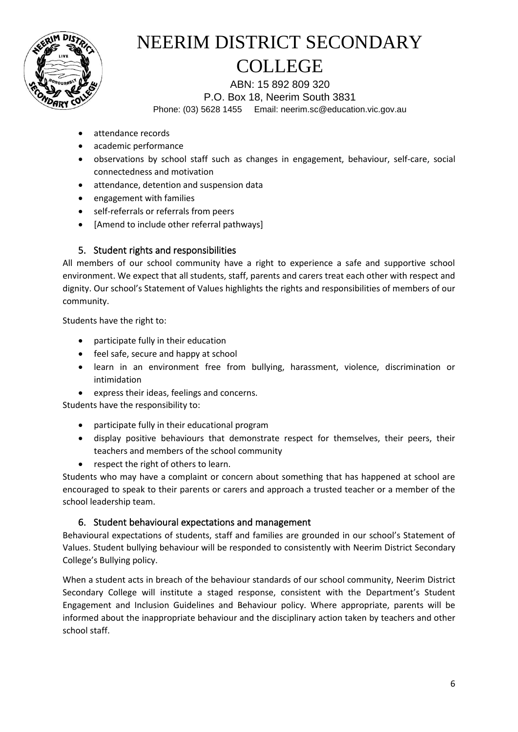- attendance records
- academic performance
- observations by school staff such as changes in engagement, behaviour, self-care, social connectedness and motivation
- attendance, detention and suspension data
- engagement with families
- self-referrals or referrals from peers
- [Amend to include other referral pathways]

## 5. Student rights and responsibilities

All members of our school community have a right to experience a safe and supportive school environment. We expect that all students, staff, parents and carers treat each other with respect and dignity. Our school's Statement of Values highlights the rights and responsibilities of members of our community.

Students have the right to:

- participate fully in their education
- feel safe, secure and happy at school
- learn in an environment free from bullying, harassment, violence, discrimination or intimidation
- express their ideas, feelings and concerns.

Students have the responsibility to:

- participate fully in their educational program
- display positive behaviours that demonstrate respect for themselves, their peers, their teachers and members of the school community
- respect the right of others to learn.

Students who may have a complaint or concern about something that has happened at school are encouraged to speak to their parents or carers and approach a trusted teacher or a member of the school leadership team.

## 6. Student behavioural expectations and management

Behavioural expectations of students, staff and families are grounded in our school's Statement of Values. Student bullying behaviour will be responded to consistently with Neerim District Secondary College's Bullying policy.

When a student acts in breach of the behaviour standards of our school community, Neerim District Secondary College will institute a staged response, consistent with the Department's Student Engagement and Inclusion Guidelines and Behaviour policy. Where appropriate, parents will be informed about the inappropriate behaviour and the disciplinary action taken by teachers and other school staff.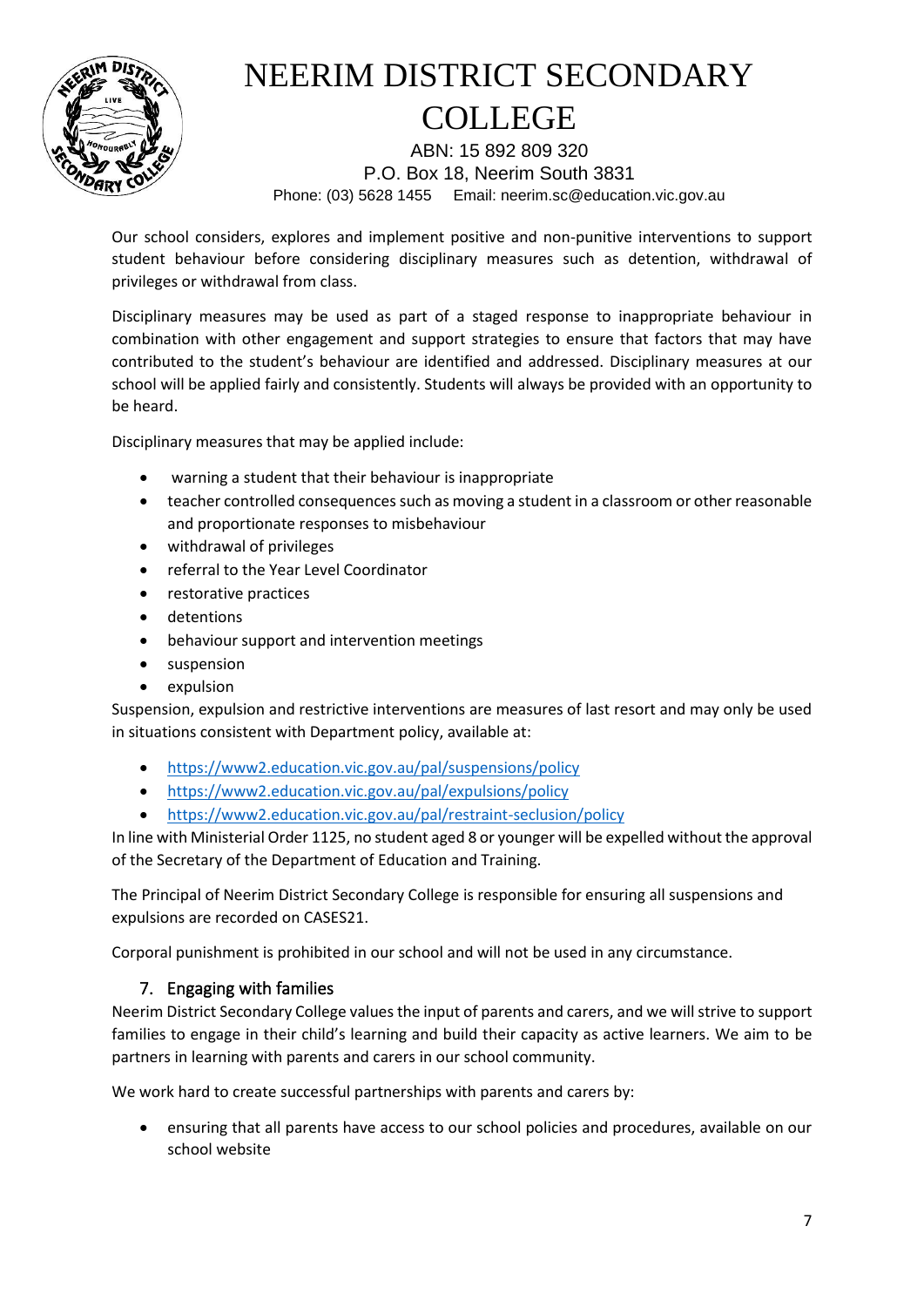Our school considers, explores and implement positive and non-punitive interventions to support student behaviour before considering disciplinary measures such as detention, withdrawal of privileges or withdrawal from class.

Disciplinary measures may be used as part of a staged response to inappropriate behaviour in combination with other engagement and support strategies to ensure that factors that may have contributed to the student's behaviour are identified and addressed. Disciplinary measures at our school will be applied fairly and consistently. Students will always be provided with an opportunity to be heard.

Disciplinary measures that may be applied include:

- warning a student that their behaviour is inappropriate
- teacher controlled consequences such as moving a student in a classroom or other reasonable and proportionate responses to misbehaviour
- withdrawal of privileges
- referral to the Year Level Coordinator
- restorative practices
- detentions
- behaviour support and intervention meetings
- suspension
- expulsion

Suspension, expulsion and restrictive interventions are measures of last resort and may only be used in situations consistent with Department policy, available at:

- https://www2.education.vic.gov.au/pal/suspensions/policy
- https://www2.education.vic.gov.au/pal/expulsions/policy
- https://www2.education.vic.gov.au/pal/restraint-seclusion/policy

In line with Ministerial Order 1125, no student aged 8 or younger will be expelled without the approval of the Secretary of the Department of Education and Training.

The Principal of Neerim District Secondary College is responsible for ensuring all suspensions and expulsions are recorded on CASES21.

Corporal punishment is prohibited in our school and will not be used in any circumstance.

## 7. Engaging with families

Neerim District Secondary College values the input of parents and carers, and we will strive to support families to engage in their child's learning and build their capacity as active learners. We aim to be partners in learning with parents and carers in our school community.

We work hard to create successful partnerships with parents and carers by:

- ensuring that all parents have access to our school policies and procedures, available on our school website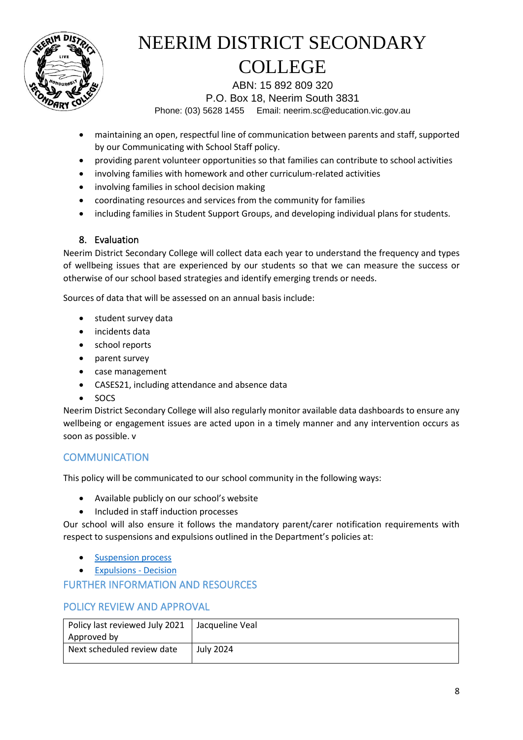- maintaining an open, respectful line of communication between parents and staff, supported by our Communicating with School Staff policy.
- providing parent volunteer opportunities so that families can contribute to school activities
- involving families with homework and other curriculum-related activities
- involving families in school decision making
- coordinating resources and services from the community for families
- including families in Student Support Groups, and developing individual plans for students.

### 8. Evaluation

Neerim District Secondary College will collect data each year to understand the frequency and types of wellbeing issues that are experienced by our students so that we can measure the success or otherwise of our school based strategies and identify emerging trends or needs.

Sources of data that will be assessed on an annual basis include:

- student survey data
- incidents data
- school reports
- parent survey
- case management
- CASES21, including attendance and absence data
- SOCS

Neerim District Secondary College will also regularly monitor available data dashboards to ensure any wellbeing or engagement issues are acted upon in a timely manner and any intervention occurs as soon as possible. v

## COMMUNICATION

This policy will be communicated to our school community in the following ways:

- Available publicly on our school's website
- Included in staff induction processes

Our school will also ensure it follows the mandatory parent/carer notification requirements with respect to suspensions and expulsions outlined in the Department's policies at:

- Suspension process
- Expulsions - Decision

## FURTHER INFORMATION AND RESOURCES

## POLICY REVIEW AND APPROVAL

| | |
|---|---|
| Policy last reviewed July 2021 Approved by | Jacqueline Veal |
| Next scheduled review date | July 2024 |